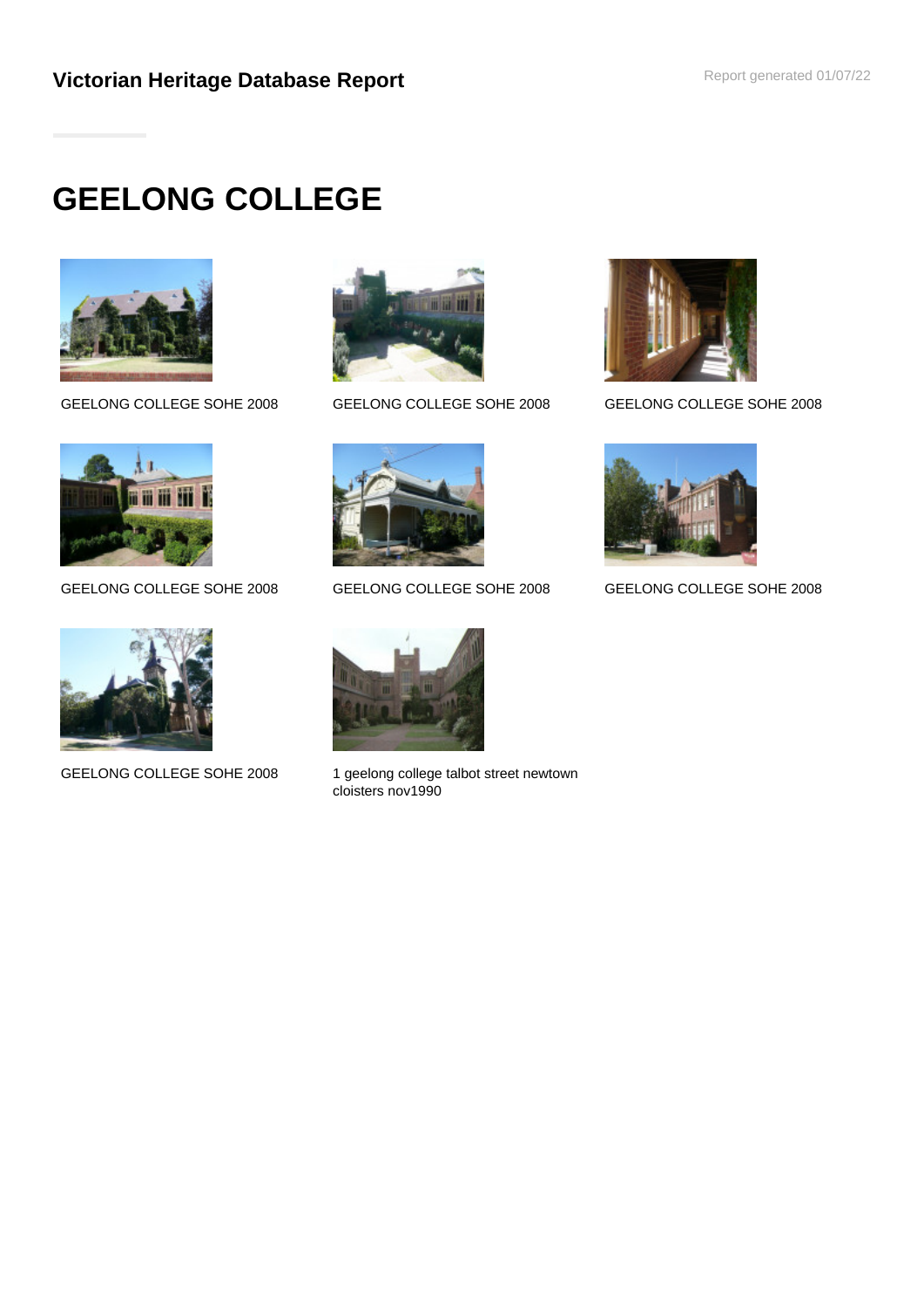# Victorian Heritage Database Report

# GEELONG COLLEGE

GEELONG COLLEGE SOHE 2008

GEELONG COLLEGE SOHE 2008

GEELONG COLLEGE SOHE 2008

GEELONG COLLEGE SOHE 2008

GEELONG COLLEGE SOHE 2008

GEELONG COLLEGE SOHE 2008

GEELONG COLLEGE SOHE 2008

1 geelong college talbot street newtown cloisters nov1990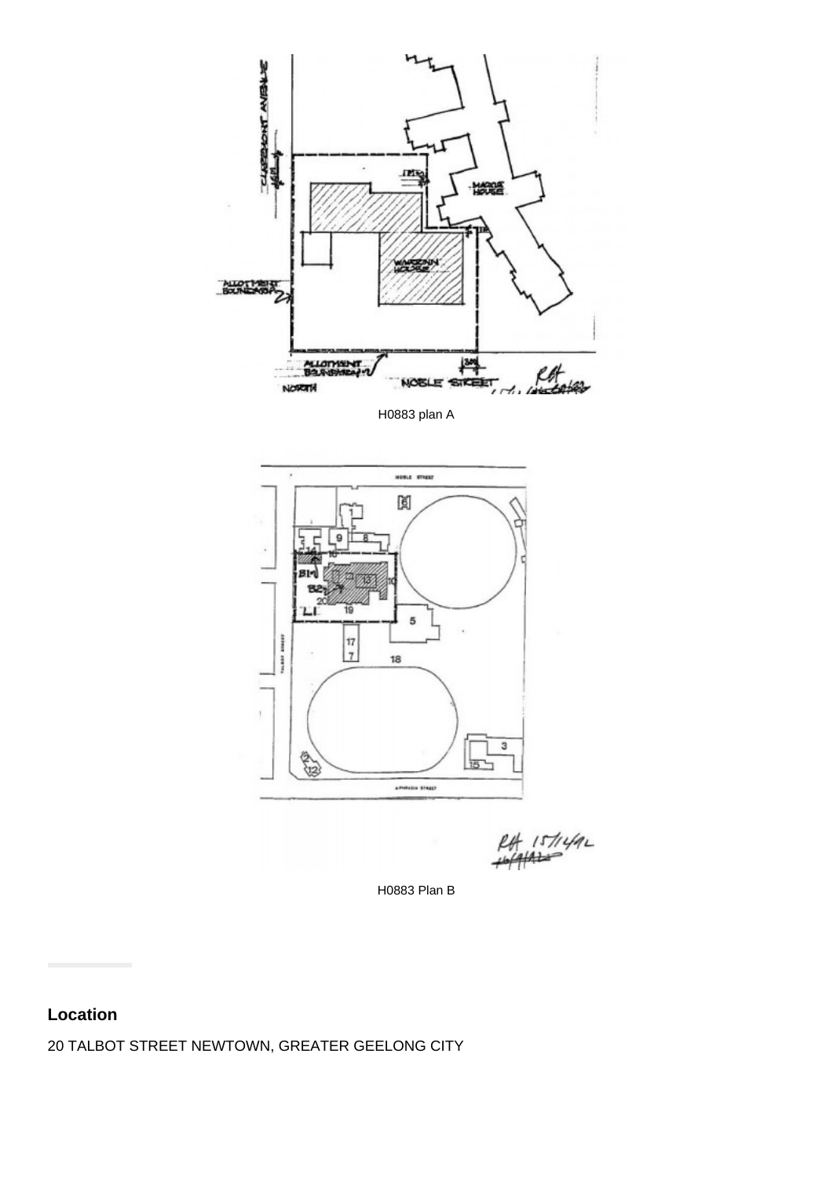H0883 plan A

H0883 Plan B

## Location

20 TALBOT STREET NEWTOWN, GREATER GEELONG CITY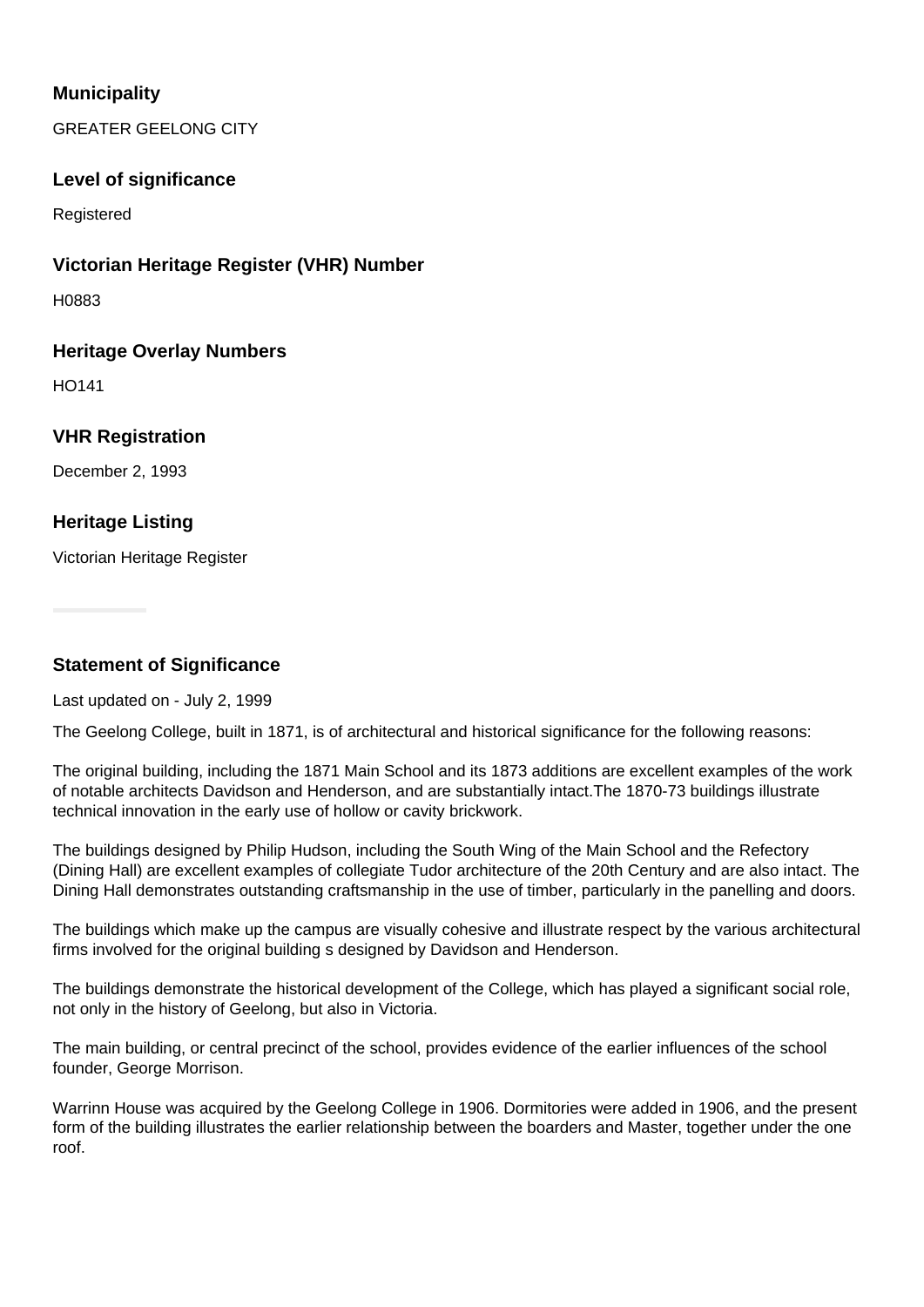### Municipality

GREATER GEELONG CITY

### Level of significance

Registered

### Victorian Heritage Register (VHR) Number

H0883

### Heritage Overlay Numbers

HO141

### VHR Registration

December 2, 1993

### Heritage Listing

Victorian Heritage Register

### Statement of Significance

Last updated on - July 2, 1999

The Geelong College, built in 1871, is of architectural and historical significance for the following reasons:

The original building, including the 1871 Main School and its 1873 additions are excellent examples of the work of notable architects Davidson and Henderson, and are substantially intact.The 1870-73 buildings illustrate technical innovation in the early use of hollow or cavity brickwork.

The buildings designed by Philip Hudson, including the South Wing of the Main School and the Refectory (Dining Hall) are excellent examples of collegiate Tudor architecture of the 20th Century and are also intact. The Dining Hall demonstrates outstanding craftsmanship in the use of timber, particularly in the panelling and doors.

The buildings which make up the campus are visually cohesive and illustrate respect by the various architectural firms involved for the original building s designed by Davidson and Henderson.

The buildings demonstrate the historical development of the College, which has played a significant social role, not only in the history of Geelong, but also in Victoria.

The main building, or central precinct of the school, provides evidence of the earlier influences of the school founder, George Morrison.

Warrinn House was acquired by the Geelong College in 1906. Dormitories were added in 1906, and the present form of the building illustrates the earlier relationship between the boarders and Master, together under the one roof.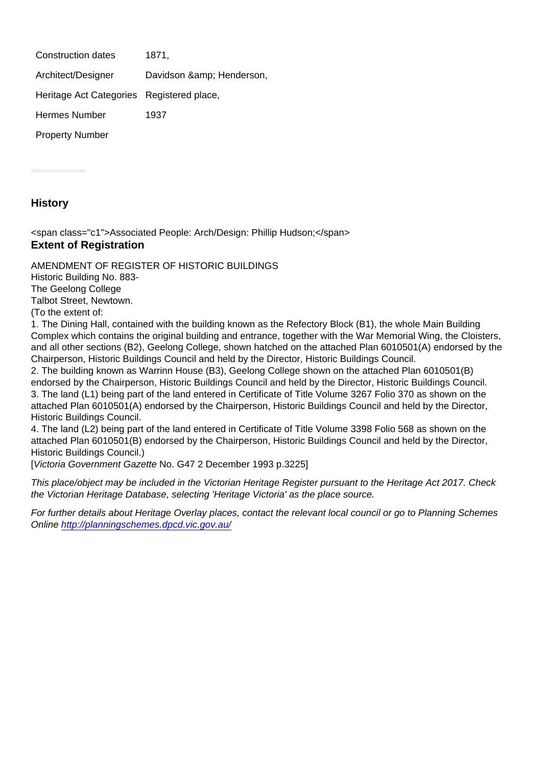| | |
|---|---|
| Construction dates | 1871, |
| Architect/Designer | Davidson &amp; Henderson, |
| Heritage Act Categories | Registered place, |
| Hermes Number | 1937 |
| Property Number | |

## History

<span class="c1">Associated People: Arch/Design: Phillip Hudson;</span>

## Extent of Registration

AMENDMENT OF REGISTER OF HISTORIC BUILDINGS
Historic Building No. 883-
The Geelong College
Talbot Street, Newtown.
(To the extent of:
1. The Dining Hall, contained with the building known as the Refectory Block (B1), the whole Main Building Complex which contains the original building and entrance, together with the War Memorial Wing, the Cloisters, and all other sections (B2), Geelong College, shown hatched on the attached Plan 6010501(A) endorsed by the Chairperson, Historic Buildings Council and held by the Director, Historic Buildings Council.
2. The building known as Warrinn House (B3), Geelong College shown on the attached Plan 6010501(B) endorsed by the Chairperson, Historic Buildings Council and held by the Director, Historic Buildings Council.
3. The land (L1) being part of the land entered in Certificate of Title Volume 3267 Folio 370 as shown on the attached Plan 6010501(A) endorsed by the Chairperson, Historic Buildings Council and held by the Director, Historic Buildings Council.
4. The land (L2) being part of the land entered in Certificate of Title Volume 3398 Folio 568 as shown on the attached Plan 6010501(B) endorsed by the Chairperson, Historic Buildings Council and held by the Director, Historic Buildings Council.)
[*Victoria Government Gazette* No. G47 2 December 1993 p.3225]

*This place/object may be included in the Victorian Heritage Register pursuant to the Heritage Act 2017. Check the Victorian Heritage Database, selecting 'Heritage Victoria' as the place source.*

*For further details about Heritage Overlay places, contact the relevant local council or go to Planning Schemes Online [http://planningschemes.dpcd.vic.gov.au/](http://planningschemes.dpcd.vic.gov.au/)*